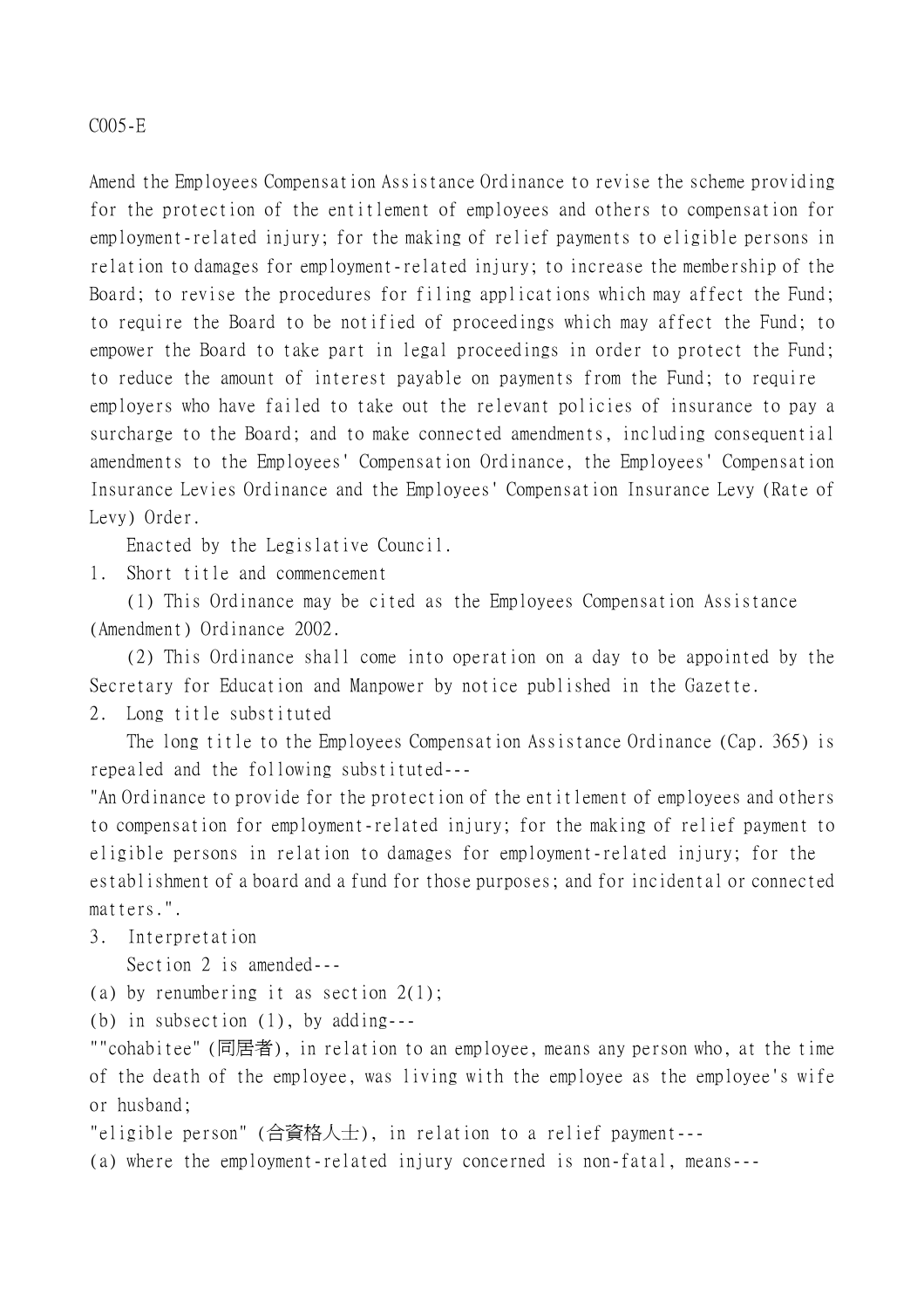C005-E

Amend the Employees Compensation Assistance Ordinance to revise the scheme providing for the protection of the entitlement of employees and others to compensation for employment-related injury; for the making of relief payments to eligible persons in relation to damages for employment-related injury; to increase the membership of the Board; to revise the procedures for filing applications which may affect the Fund; to require the Board to be notified of proceedings which may affect the Fund; to empower the Board to take part in legal proceedings in order to protect the Fund; to reduce the amount of interest payable on payments from the Fund; to require employers who have failed to take out the relevant policies of insurance to pay a surcharge to the Board; and to make connected amendments, including consequential amendments to the Employees' Compensation Ordinance, the Employees' Compensation Insurance Levies Ordinance and the Employees' Compensation Insurance Levy (Rate of Levy) Order.

Enacted by the Legislative Council.

1. Short title and commencement

(1) This Ordinance may be cited as the Employees Compensation Assistance (Amendment) Ordinance 2002.

(2) This Ordinance shall come into operation on a day to be appointed by the Secretary for Education and Manpower by notice published in the Gazette.

2. Long title substituted

The long title to the Employees Compensation Assistance Ordinance (Cap. 365) is repealed and the following substituted---

"An Ordinance to provide for the protection of the entitlement of employees and others to compensation for employment-related injury; for the making of relief payment to eligible persons in relation to damages for employment-related injury; for the establishment of a board and a fund for those purposes; and for incidental or connected matters.".

3. Interpretation

Section 2 is amended---

(a) by renumbering it as section 2(1);

(b) in subsection (1), by adding---

""cohabitee" (同居者), in relation to an employee, means any person who, at the time of the death of the employee, was living with the employee as the employee's wife or husband;

"eligible person" (合資格人士), in relation to a relief payment---

(a) where the employment-related injury concerned is non-fatal, means---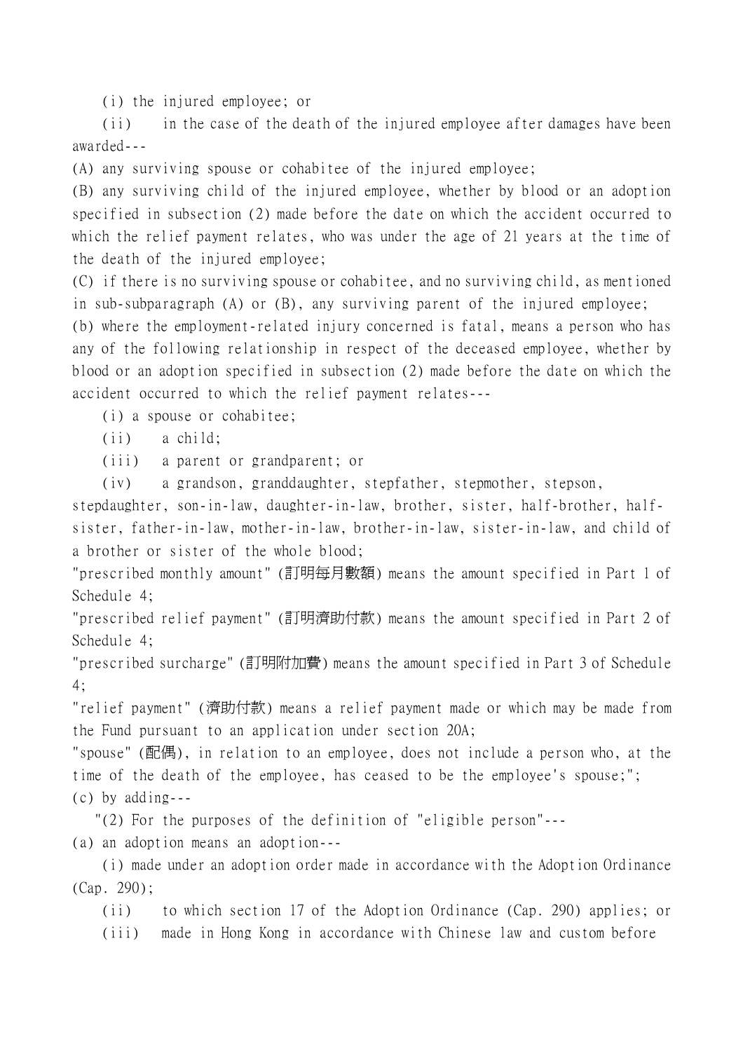(i) the injured employee; or

(ii) in the case of the death of the injured employee after damages have been awarded---

(A) any surviving spouse or cohabitee of the injured employee;

(B) any surviving child of the injured employee, whether by blood or an adoption specified in subsection (2) made before the date on which the accident occurred to which the relief payment relates, who was under the age of 21 years at the time of the death of the injured employee;

(C) if there is no surviving spouse or cohabitee, and no surviving child, as mentioned in sub-subparagraph (A) or (B), any surviving parent of the injured employee;

(b) where the employment-related injury concerned is fatal, means a person who has any of the following relationship in respect of the deceased employee, whether by blood or an adoption specified in subsection (2) made before the date on which the accident occurred to which the relief payment relates---

(i) a spouse or cohabitee;

(ii) a child;

(iii) a parent or grandparent; or

(iv) a grandson, granddaughter, stepfather, stepmother, stepson, stepdaughter, son-in-law, daughter-in-law, brother, sister, half-brother, half-sister, father-in-law, mother-in-law, brother-in-law, sister-in-law, and child of a brother or sister of the whole blood;

"prescribed monthly amount" (訂明每月數額) means the amount specified in Part 1 of Schedule 4;

"prescribed relief payment" (訂明濟助付款) means the amount specified in Part 2 of Schedule 4;

"prescribed surcharge" (訂明附加費) means the amount specified in Part 3 of Schedule 4;

"relief payment" (濟助付款) means a relief payment made or which may be made from the Fund pursuant to an application under section 20A;

"spouse" (配偶), in relation to an employee, does not include a person who, at the time of the death of the employee, has ceased to be the employee's spouse;";

(c) by adding---

"(2) For the purposes of the definition of "eligible person"---

(a) an adoption means an adoption---

(i) made under an adoption order made in accordance with the Adoption Ordinance (Cap. 290);

(ii) to which section 17 of the Adoption Ordinance (Cap. 290) applies; or

(iii) made in Hong Kong in accordance with Chinese law and custom before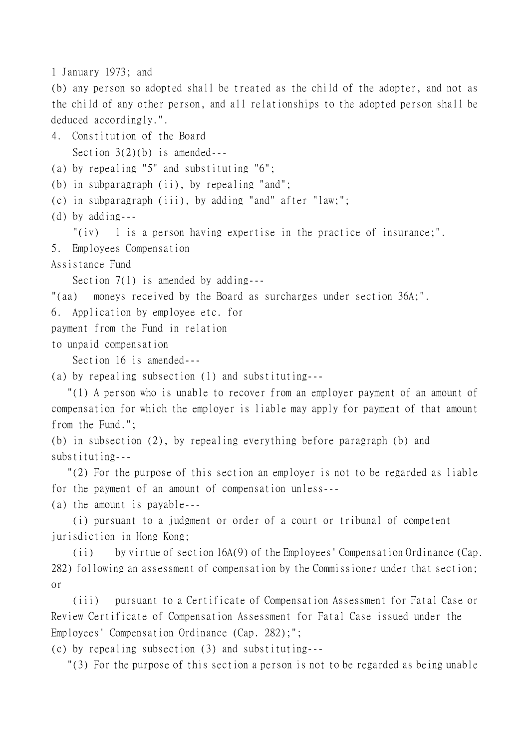1 January 1973; and

(b) any person so adopted shall be treated as the child of the adopter, and not as the child of any other person, and all relationships to the adopted person shall be deduced accordingly.".

4. Constitution of the Board

Section 3(2)(b) is amended---

(a) by repealing "5" and substituting "6";

(b) in subparagraph (ii), by repealing "and";

(c) in subparagraph (iii), by adding "and" after "law;";

(d) by adding---

"(iv) 1 is a person having expertise in the practice of insurance;".

5. Employees Compensation Assistance Fund

Section 7(1) is amended by adding---

"(aa) moneys received by the Board as surcharges under section 36A;".

6. Application by employee etc. for payment from the Fund in relation to unpaid compensation

Section 16 is amended---

(a) by repealing subsection (1) and substituting---

"(1) A person who is unable to recover from an employer payment of an amount of compensation for which the employer is liable may apply for payment of that amount from the Fund.";

(b) in subsection (2), by repealing everything before paragraph (b) and substituting---

"(2) For the purpose of this section an employer is not to be regarded as liable for the payment of an amount of compensation unless---

(a) the amount is payable---

(i) pursuant to a judgment or order of a court or tribunal of competent jurisdiction in Hong Kong;

(ii) by virtue of section 16A(9) of the Employees' Compensation Ordinance (Cap. 282) following an assessment of compensation by the Commissioner under that section; or

(iii) pursuant to a Certificate of Compensation Assessment for Fatal Case or Review Certificate of Compensation Assessment for Fatal Case issued under the Employees' Compensation Ordinance (Cap. 282);";

(c) by repealing subsection (3) and substituting---

"(3) For the purpose of this section a person is not to be regarded as being unable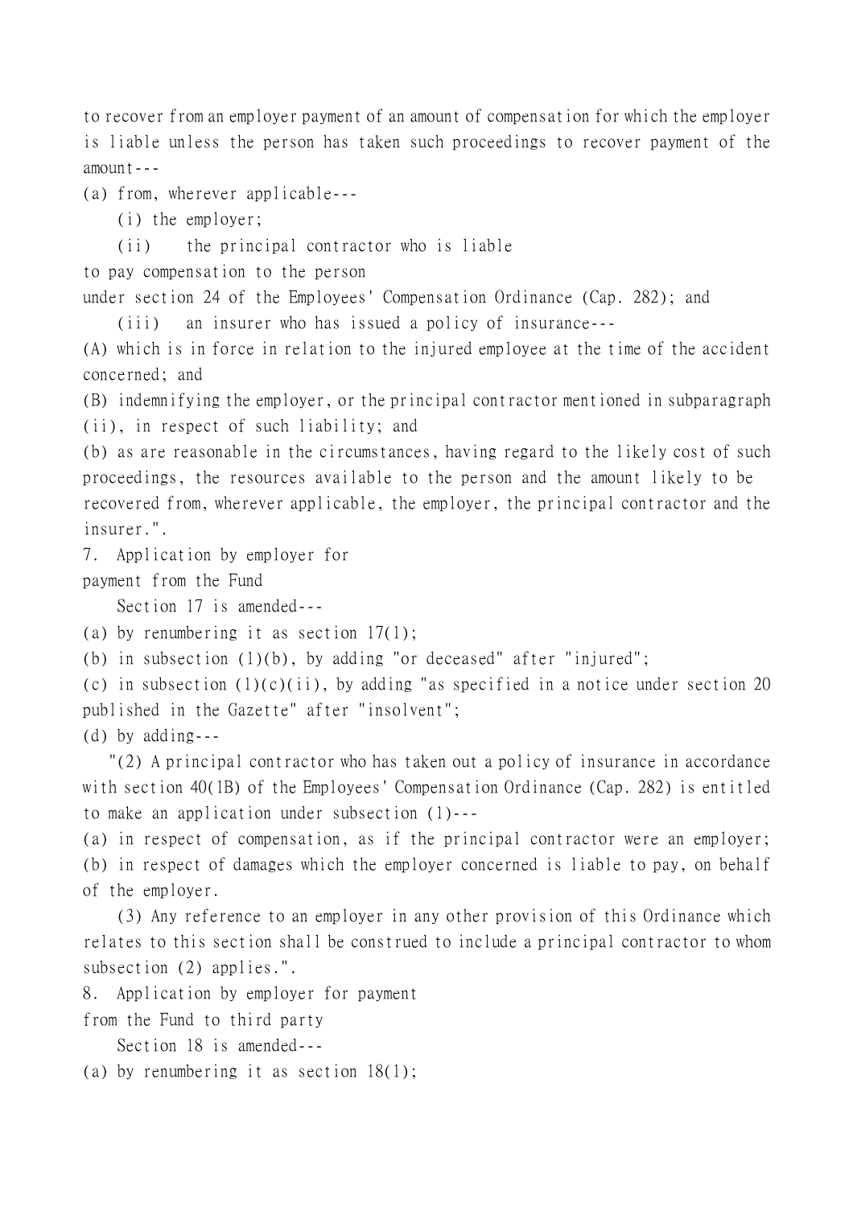to recover from an employer payment of an amount of compensation for which the employer is liable unless the person has taken such proceedings to recover payment of the amount---

(a) from, wherever applicable---

(i) the employer;

(ii) the principal contractor who is liable to pay compensation to the person under section 24 of the Employees' Compensation Ordinance (Cap. 282); and

(iii) an insurer who has issued a policy of insurance---

(A) which is in force in relation to the injured employee at the time of the accident concerned; and

(B) indemnifying the employer, or the principal contractor mentioned in subparagraph (ii), in respect of such liability; and

(b) as are reasonable in the circumstances, having regard to the likely cost of such proceedings, the resources available to the person and the amount likely to be recovered from, wherever applicable, the employer, the principal contractor and the insurer.".

7. Application by employer for payment from the Fund

Section 17 is amended---

(a) by renumbering it as section 17(1);

(b) in subsection (1)(b), by adding "or deceased" after "injured";

(c) in subsection (1)(c)(ii), by adding "as specified in a notice under section 20 published in the Gazette" after "insolvent";

(d) by adding---

"(2) A principal contractor who has taken out a policy of insurance in accordance with section 40(1B) of the Employees' Compensation Ordinance (Cap. 282) is entitled to make an application under subsection (1)---

(a) in respect of compensation, as if the principal contractor were an employer;

(b) in respect of damages which the employer concerned is liable to pay, on behalf of the employer.

(3) Any reference to an employer in any other provision of this Ordinance which relates to this section shall be construed to include a principal contractor to whom subsection (2) applies.".

8. Application by employer for payment from the Fund to third party

Section 18 is amended---

(a) by renumbering it as section 18(1);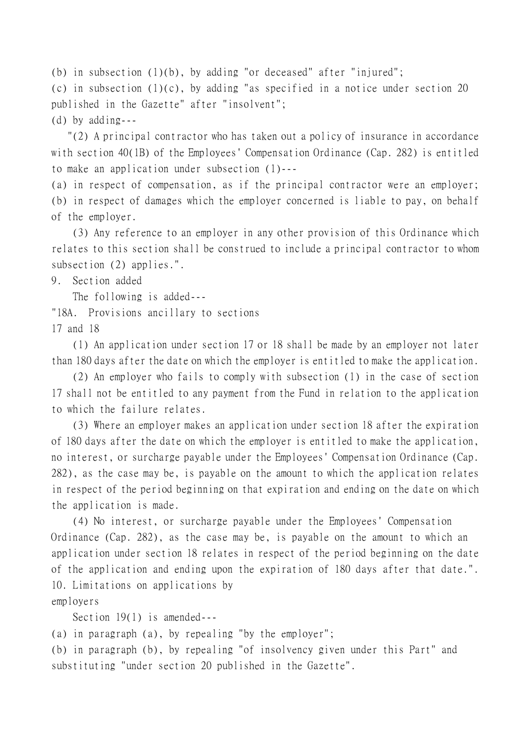(b) in subsection (1)(b), by adding "or deceased" after "injured";

(c) in subsection (1)(c), by adding "as specified in a notice under section 20 published in the Gazette" after "insolvent";

(d) by adding---

"(2) A principal contractor who has taken out a policy of insurance in accordance with section 40(1B) of the Employees' Compensation Ordinance (Cap. 282) is entitled to make an application under subsection (1)---

(a) in respect of compensation, as if the principal contractor were an employer;

(b) in respect of damages which the employer concerned is liable to pay, on behalf of the employer.

(3) Any reference to an employer in any other provision of this Ordinance which relates to this section shall be construed to include a principal contractor to whom subsection (2) applies.".

9. Section added

The following is added---

"18A. Provisions ancillary to sections 17 and 18

(1) An application under section 17 or 18 shall be made by an employer not later than 180 days after the date on which the employer is entitled to make the application.

(2) An employer who fails to comply with subsection (1) in the case of section 17 shall not be entitled to any payment from the Fund in relation to the application to which the failure relates.

(3) Where an employer makes an application under section 18 after the expiration of 180 days after the date on which the employer is entitled to make the application, no interest, or surcharge payable under the Employees' Compensation Ordinance (Cap. 282), as the case may be, is payable on the amount to which the application relates in respect of the period beginning on that expiration and ending on the date on which the application is made.

(4) No interest, or surcharge payable under the Employees' Compensation Ordinance (Cap. 282), as the case may be, is payable on the amount to which an application under section 18 relates in respect of the period beginning on the date of the application and ending upon the expiration of 180 days after that date.".

10. Limitations on applications by employers

Section 19(1) is amended---

(a) in paragraph (a), by repealing "by the employer";

(b) in paragraph (b), by repealing "of insolvency given under this Part" and substituting "under section 20 published in the Gazette".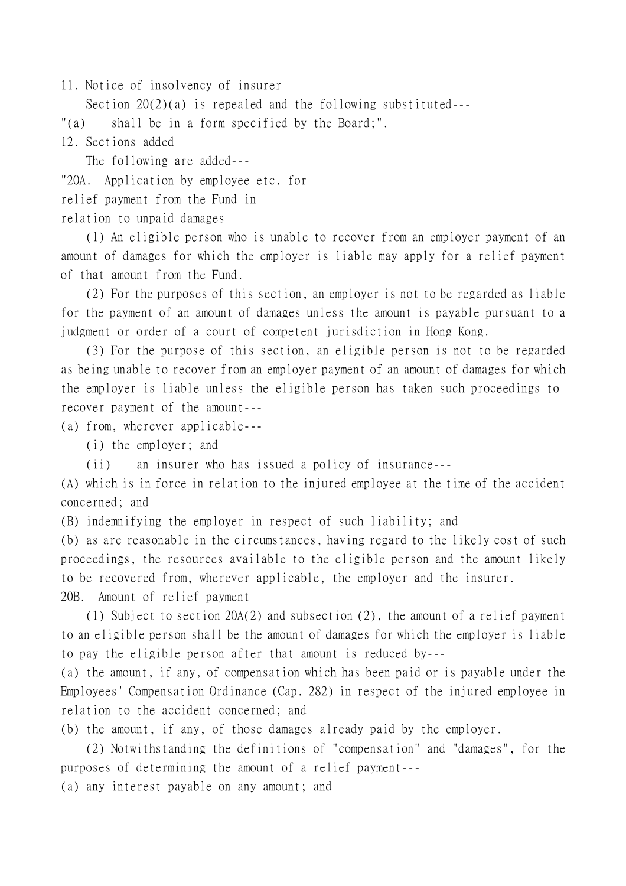11. Notice of insolvency of insurer

Section 20(2)(a) is repealed and the following substituted---

"(a) shall be in a form specified by the Board;".

12. Sections added

The following are added---

"20A. Application by employee etc. for relief payment from the Fund in relation to unpaid damages

(1) An eligible person who is unable to recover from an employer payment of an amount of damages for which the employer is liable may apply for a relief payment of that amount from the Fund.

(2) For the purposes of this section, an employer is not to be regarded as liable for the payment of an amount of damages unless the amount is payable pursuant to a judgment or order of a court of competent jurisdiction in Hong Kong.

(3) For the purpose of this section, an eligible person is not to be regarded as being unable to recover from an employer payment of an amount of damages for which the employer is liable unless the eligible person has taken such proceedings to recover payment of the amount---

(a) from, wherever applicable---

(i) the employer; and

(ii) an insurer who has issued a policy of insurance---

(A) which is in force in relation to the injured employee at the time of the accident concerned; and

(B) indemnifying the employer in respect of such liability; and

(b) as are reasonable in the circumstances, having regard to the likely cost of such proceedings, the resources available to the eligible person and the amount likely to be recovered from, wherever applicable, the employer and the insurer.

20B. Amount of relief payment

(1) Subject to section 20A(2) and subsection (2), the amount of a relief payment to an eligible person shall be the amount of damages for which the employer is liable to pay the eligible person after that amount is reduced by---

(a) the amount, if any, of compensation which has been paid or is payable under the Employees' Compensation Ordinance (Cap. 282) in respect of the injured employee in relation to the accident concerned; and

(b) the amount, if any, of those damages already paid by the employer.

(2) Notwithstanding the definitions of "compensation" and "damages", for the purposes of determining the amount of a relief payment---

(a) any interest payable on any amount; and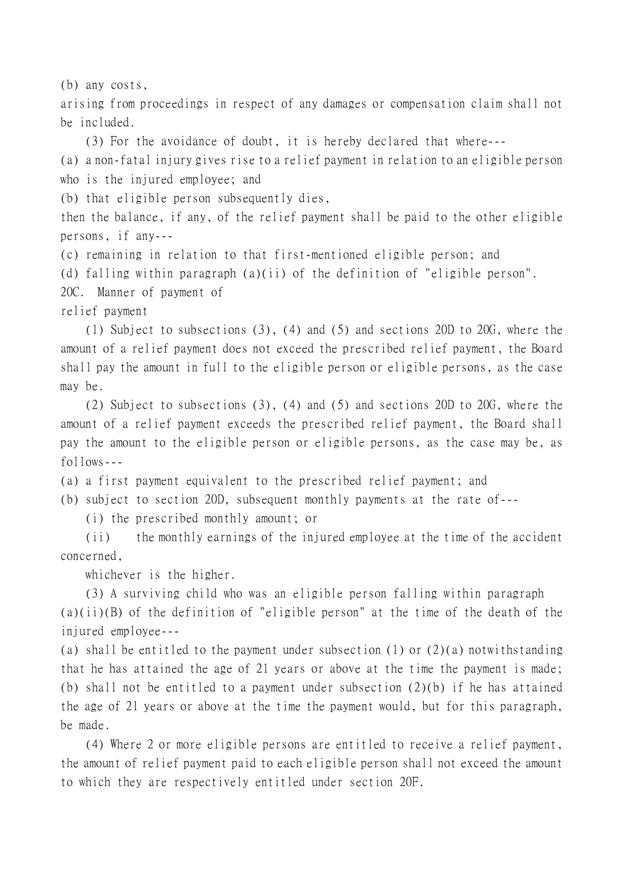(b) any costs,

arising from proceedings in respect of any damages or compensation claim shall not be included.

(3) For the avoidance of doubt, it is hereby declared that where---

(a) a non-fatal injury gives rise to a relief payment in relation to an eligible person who is the injured employee; and

(b) that eligible person subsequently dies,

then the balance, if any, of the relief payment shall be paid to the other eligible persons, if any---

(c) remaining in relation to that first-mentioned eligible person; and

(d) falling within paragraph (a)(ii) of the definition of "eligible person".

### 20C. Manner of payment of relief payment

(1) Subject to subsections (3), (4) and (5) and sections 20D to 20G, where the amount of a relief payment does not exceed the prescribed relief payment, the Board shall pay the amount in full to the eligible person or eligible persons, as the case may be.

(2) Subject to subsections (3), (4) and (5) and sections 20D to 20G, where the amount of a relief payment exceeds the prescribed relief payment, the Board shall pay the amount to the eligible person or eligible persons, as the case may be, as follows---

(a) a first payment equivalent to the prescribed relief payment; and

(b) subject to section 20D, subsequent monthly payments at the rate of---

(i) the prescribed monthly amount; or

(ii) the monthly earnings of the injured employee at the time of the accident concerned,

whichever is the higher.

(3) A surviving child who was an eligible person falling within paragraph (a)(ii)(B) of the definition of "eligible person" at the time of the death of the injured employee---

(a) shall be entitled to the payment under subsection (1) or (2)(a) notwithstanding that he has attained the age of 21 years or above at the time the payment is made;

(b) shall not be entitled to a payment under subsection (2)(b) if he has attained the age of 21 years or above at the time the payment would, but for this paragraph, be made.

(4) Where 2 or more eligible persons are entitled to receive a relief payment, the amount of relief payment paid to each eligible person shall not exceed the amount to which they are respectively entitled under section 20F.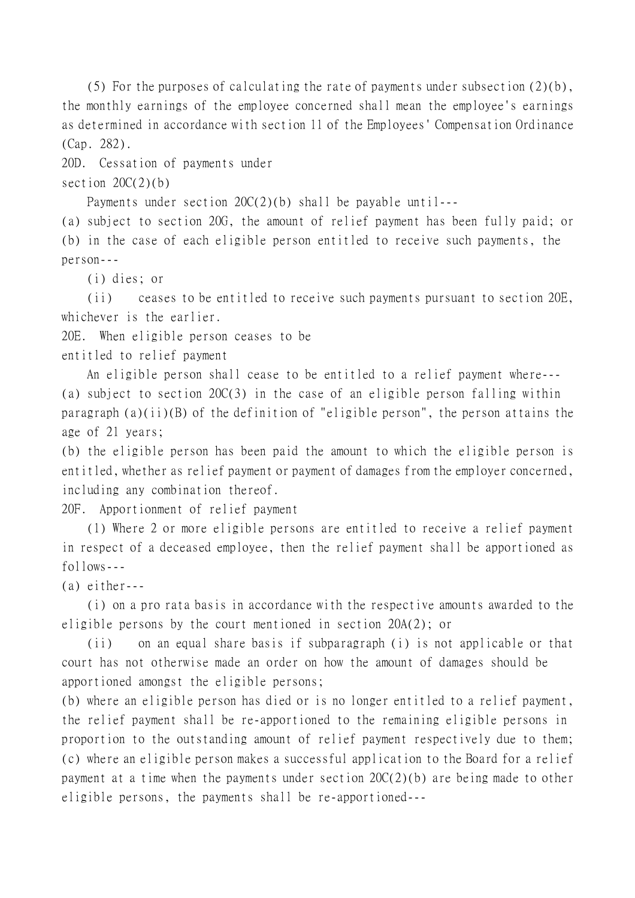(5) For the purposes of calculating the rate of payments under subsection (2)(b), the monthly earnings of the employee concerned shall mean the employee's earnings as determined in accordance with section 11 of the Employees' Compensation Ordinance (Cap. 282).

20D. Cessation of payments under section 20C(2)(b)

Payments under section 20C(2)(b) shall be payable until---

(a) subject to section 20G, the amount of relief payment has been fully paid; or

(b) in the case of each eligible person entitled to receive such payments, the person---

(i) dies; or

(ii) ceases to be entitled to receive such payments pursuant to section 20E,

whichever is the earlier.

20E. When eligible person ceases to be entitled to relief payment

An eligible person shall cease to be entitled to a relief payment where---

(a) subject to section 20C(3) in the case of an eligible person falling within paragraph (a)(ii)(B) of the definition of "eligible person", the person attains the age of 21 years;

(b) the eligible person has been paid the amount to which the eligible person is entitled, whether as relief payment or payment of damages from the employer concerned, including any combination thereof.

20F. Apportionment of relief payment

(1) Where 2 or more eligible persons are entitled to receive a relief payment in respect of a deceased employee, then the relief payment shall be apportioned as follows---

(a) either---

(i) on a pro rata basis in accordance with the respective amounts awarded to the eligible persons by the court mentioned in section 20A(2); or

(ii) on an equal share basis if subparagraph (i) is not applicable or that court has not otherwise made an order on how the amount of damages should be apportioned amongst the eligible persons;

(b) where an eligible person has died or is no longer entitled to a relief payment, the relief payment shall be re-apportioned to the remaining eligible persons in proportion to the outstanding amount of relief payment respectively due to them;

(c) where an eligible person makes a successful application to the Board for a relief payment at a time when the payments under section 20C(2)(b) are being made to other eligible persons, the payments shall be re-apportioned---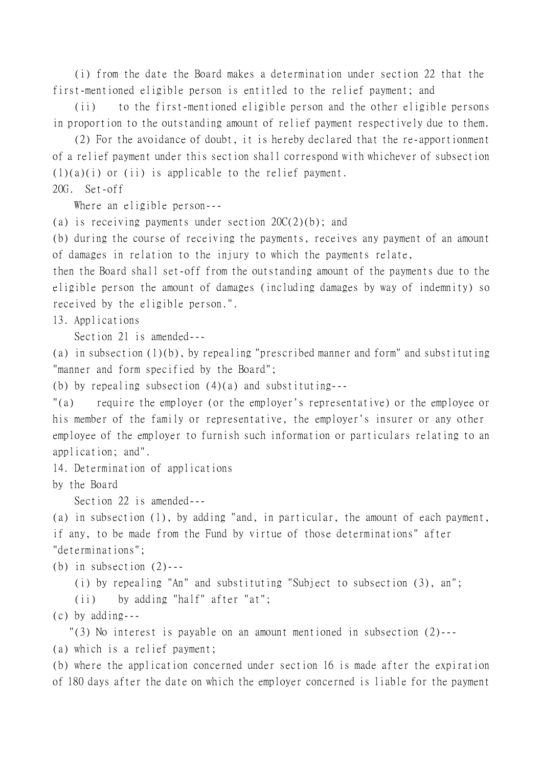(i) from the date the Board makes a determination under section 22 that the first-mentioned eligible person is entitled to the relief payment; and

(ii) to the first-mentioned eligible person and the other eligible persons in proportion to the outstanding amount of relief payment respectively due to them.

(2) For the avoidance of doubt, it is hereby declared that the re-apportionment of a relief payment under this section shall correspond with whichever of subsection (1)(a)(i) or (ii) is applicable to the relief payment.

20G. Set-off

Where an eligible person---

(a) is receiving payments under section 20C(2)(b); and

(b) during the course of receiving the payments, receives any payment of an amount of damages in relation to the injury to which the payments relate,

then the Board shall set-off from the outstanding amount of the payments due to the eligible person the amount of damages (including damages by way of indemnity) so received by the eligible person.".

13. Applications

Section 21 is amended---

(a) in subsection (1)(b), by repealing "prescribed manner and form" and substituting "manner and form specified by the Board";

(b) by repealing subsection (4)(a) and substituting---

"(a) require the employer (or the employer's representative) or the employee or his member of the family or representative, the employer's insurer or any other employee of the employer to furnish such information or particulars relating to an application; and".

14. Determination of applications by the Board

Section 22 is amended---

(a) in subsection (1), by adding "and, in particular, the amount of each payment, if any, to be made from the Fund by virtue of those determinations" after "determinations";

(b) in subsection (2)---

(i) by repealing "An" and substituting "Subject to subsection (3), an";

(ii) by adding "half" after "at";

(c) by adding---

"(3) No interest is payable on an amount mentioned in subsection (2)---

(a) which is a relief payment;

(b) where the application concerned under section 16 is made after the expiration of 180 days after the date on which the employer concerned is liable for the payment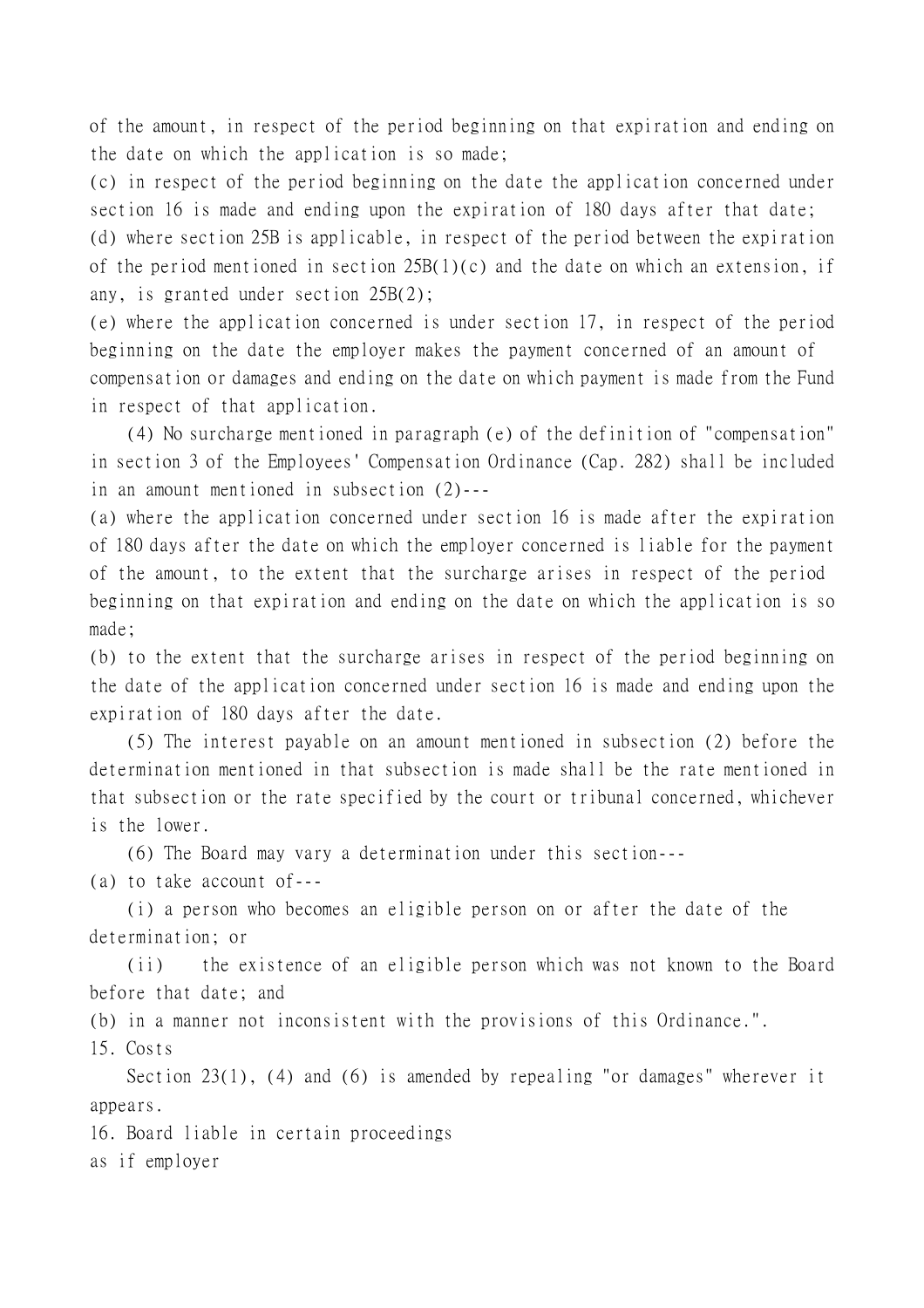of the amount, in respect of the period beginning on that expiration and ending on the date on which the application is so made;

(c) in respect of the period beginning on the date the application concerned under section 16 is made and ending upon the expiration of 180 days after that date;

(d) where section 25B is applicable, in respect of the period between the expiration of the period mentioned in section 25B(1)(c) and the date on which an extension, if any, is granted under section 25B(2);

(e) where the application concerned is under section 17, in respect of the period beginning on the date the employer makes the payment concerned of an amount of compensation or damages and ending on the date on which payment is made from the Fund in respect of that application.

(4) No surcharge mentioned in paragraph (e) of the definition of "compensation" in section 3 of the Employees' Compensation Ordinance (Cap. 282) shall be included in an amount mentioned in subsection (2)---

(a) where the application concerned under section 16 is made after the expiration of 180 days after the date on which the employer concerned is liable for the payment of the amount, to the extent that the surcharge arises in respect of the period beginning on that expiration and ending on the date on which the application is so made;

(b) to the extent that the surcharge arises in respect of the period beginning on the date of the application concerned under section 16 is made and ending upon the expiration of 180 days after the date.

(5) The interest payable on an amount mentioned in subsection (2) before the determination mentioned in that subsection is made shall be the rate mentioned in that subsection or the rate specified by the court or tribunal concerned, whichever is the lower.

(6) The Board may vary a determination under this section---

(a) to take account of---

(i) a person who becomes an eligible person on or after the date of the determination; or

(ii) the existence of an eligible person which was not known to the Board before that date; and

(b) in a manner not inconsistent with the provisions of this Ordinance.".

15. Costs

Section 23(1), (4) and (6) is amended by repealing "or damages" wherever it appears.

16. Board liable in certain proceedings
as if employer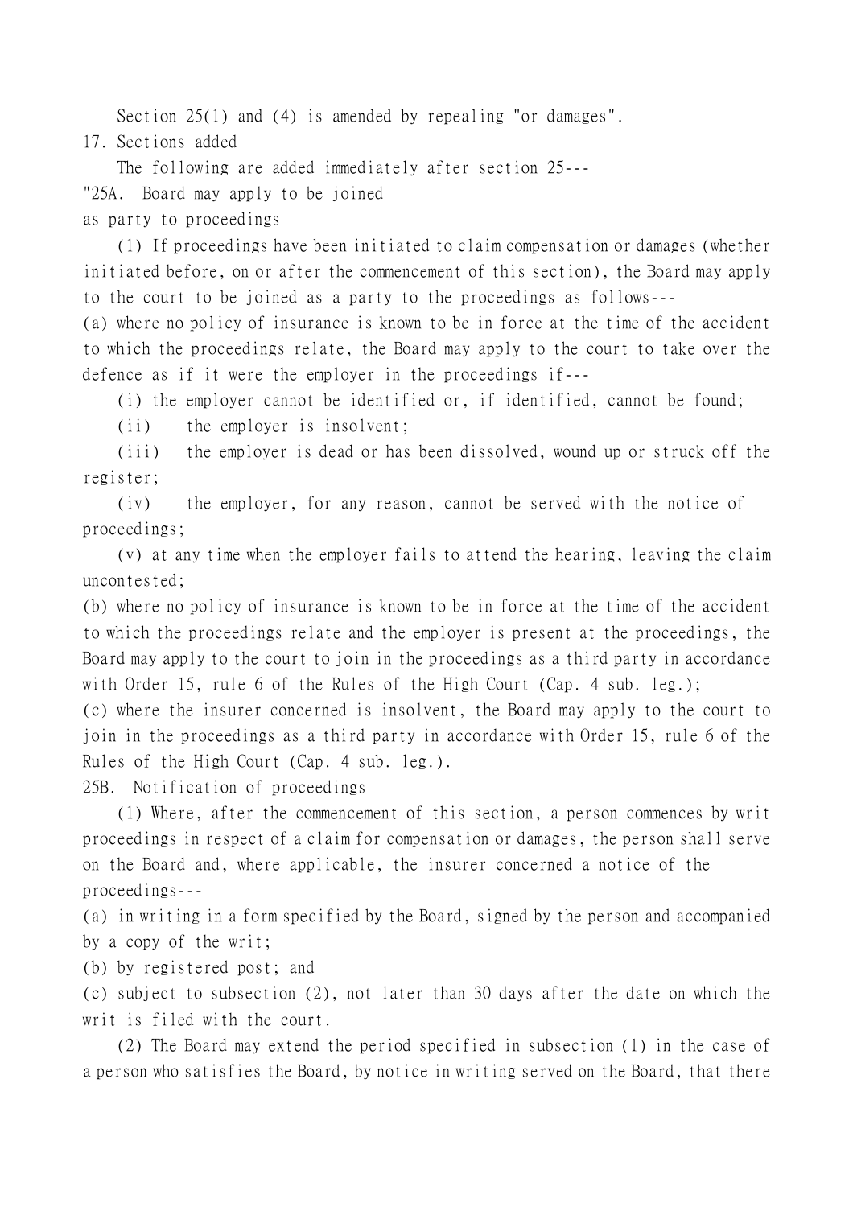Section 25(1) and (4) is amended by repealing "or damages".

17. Sections added

The following are added immediately after section 25---

"25A. Board may apply to be joined as party to proceedings

(1) If proceedings have been initiated to claim compensation or damages (whether initiated before, on or after the commencement of this section), the Board may apply to the court to be joined as a party to the proceedings as follows---

(a) where no policy of insurance is known to be in force at the time of the accident to which the proceedings relate, the Board may apply to the court to take over the defence as if it were the employer in the proceedings if---

(i) the employer cannot be identified or, if identified, cannot be found;

(ii) the employer is insolvent;

(iii) the employer is dead or has been dissolved, wound up or struck off the register;

(iv) the employer, for any reason, cannot be served with the notice of proceedings;

(v) at any time when the employer fails to attend the hearing, leaving the claim uncontested;

(b) where no policy of insurance is known to be in force at the time of the accident to which the proceedings relate and the employer is present at the proceedings, the Board may apply to the court to join in the proceedings as a third party in accordance with Order 15, rule 6 of the Rules of the High Court (Cap. 4 sub. leg.);

(c) where the insurer concerned is insolvent, the Board may apply to the court to join in the proceedings as a third party in accordance with Order 15, rule 6 of the Rules of the High Court (Cap. 4 sub. leg.).

25B. Notification of proceedings

(1) Where, after the commencement of this section, a person commences by writ proceedings in respect of a claim for compensation or damages, the person shall serve on the Board and, where applicable, the insurer concerned a notice of the proceedings---

(a) in writing in a form specified by the Board, signed by the person and accompanied by a copy of the writ;

(b) by registered post; and

(c) subject to subsection (2), not later than 30 days after the date on which the writ is filed with the court.

(2) The Board may extend the period specified in subsection (1) in the case of a person who satisfies the Board, by notice in writing served on the Board, that there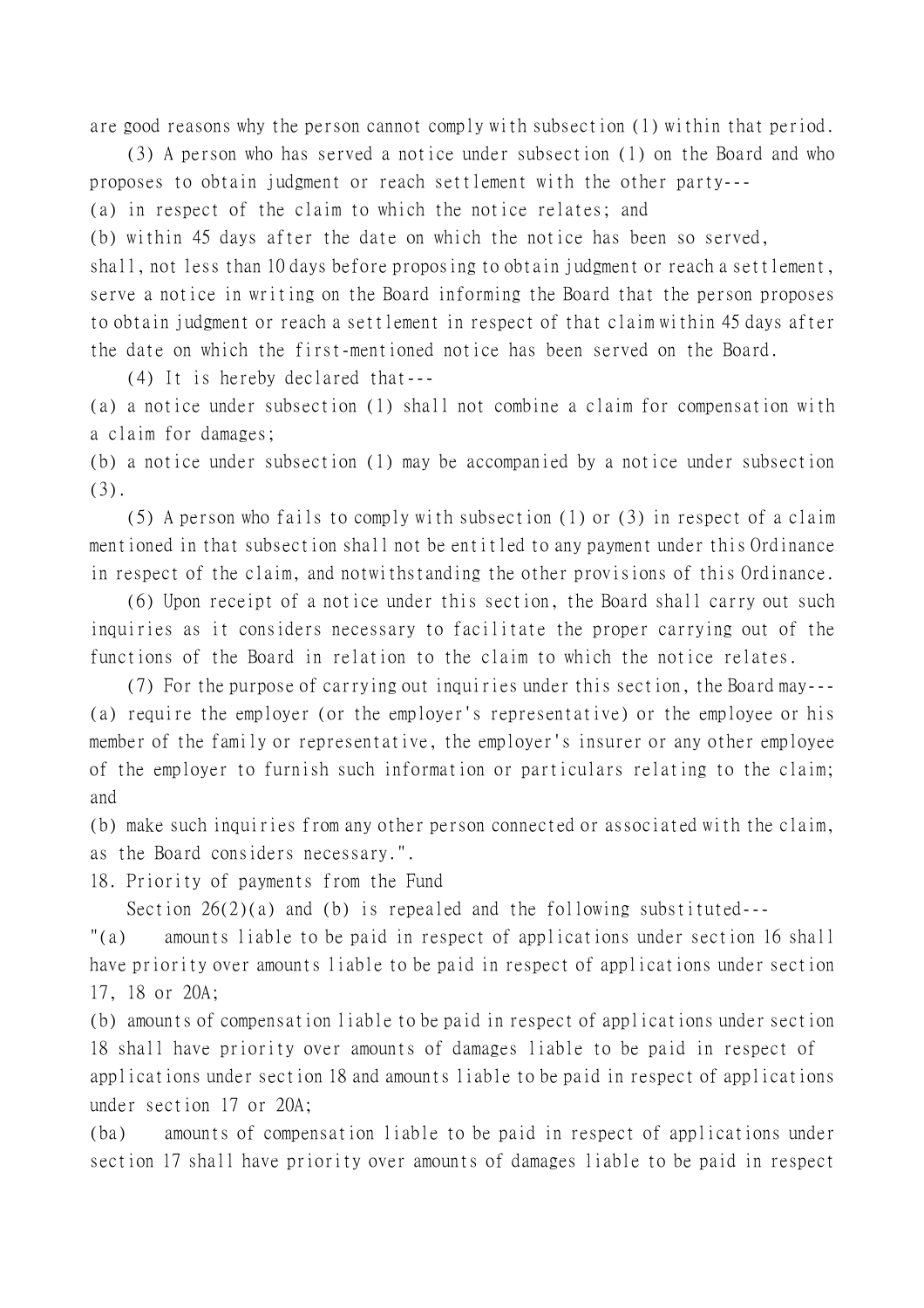are good reasons why the person cannot comply with subsection (1) within that period.

(3) A person who has served a notice under subsection (1) on the Board and who proposes to obtain judgment or reach settlement with the other party---

(a) in respect of the claim to which the notice relates; and

(b) within 45 days after the date on which the notice has been so served,

shall, not less than 10 days before proposing to obtain judgment or reach a settlement, serve a notice in writing on the Board informing the Board that the person proposes to obtain judgment or reach a settlement in respect of that claim within 45 days after the date on which the first-mentioned notice has been served on the Board.

(4) It is hereby declared that---

(a) a notice under subsection (1) shall not combine a claim for compensation with a claim for damages;

(b) a notice under subsection (1) may be accompanied by a notice under subsection (3).

(5) A person who fails to comply with subsection (1) or (3) in respect of a claim mentioned in that subsection shall not be entitled to any payment under this Ordinance in respect of the claim, and notwithstanding the other provisions of this Ordinance.

(6) Upon receipt of a notice under this section, the Board shall carry out such inquiries as it considers necessary to facilitate the proper carrying out of the functions of the Board in relation to the claim to which the notice relates.

(7) For the purpose of carrying out inquiries under this section, the Board may---

(a) require the employer (or the employer's representative) or the employee or his member of the family or representative, the employer's insurer or any other employee of the employer to furnish such information or particulars relating to the claim; and

(b) make such inquiries from any other person connected or associated with the claim, as the Board considers necessary.".

18. Priority of payments from the Fund

Section 26(2)(a) and (b) is repealed and the following substituted---

"(a) amounts liable to be paid in respect of applications under section 16 shall have priority over amounts liable to be paid in respect of applications under section 17, 18 or 20A;

(b) amounts of compensation liable to be paid in respect of applications under section 18 shall have priority over amounts of damages liable to be paid in respect of applications under section 18 and amounts liable to be paid in respect of applications under section 17 or 20A;

(ba) amounts of compensation liable to be paid in respect of applications under section 17 shall have priority over amounts of damages liable to be paid in respect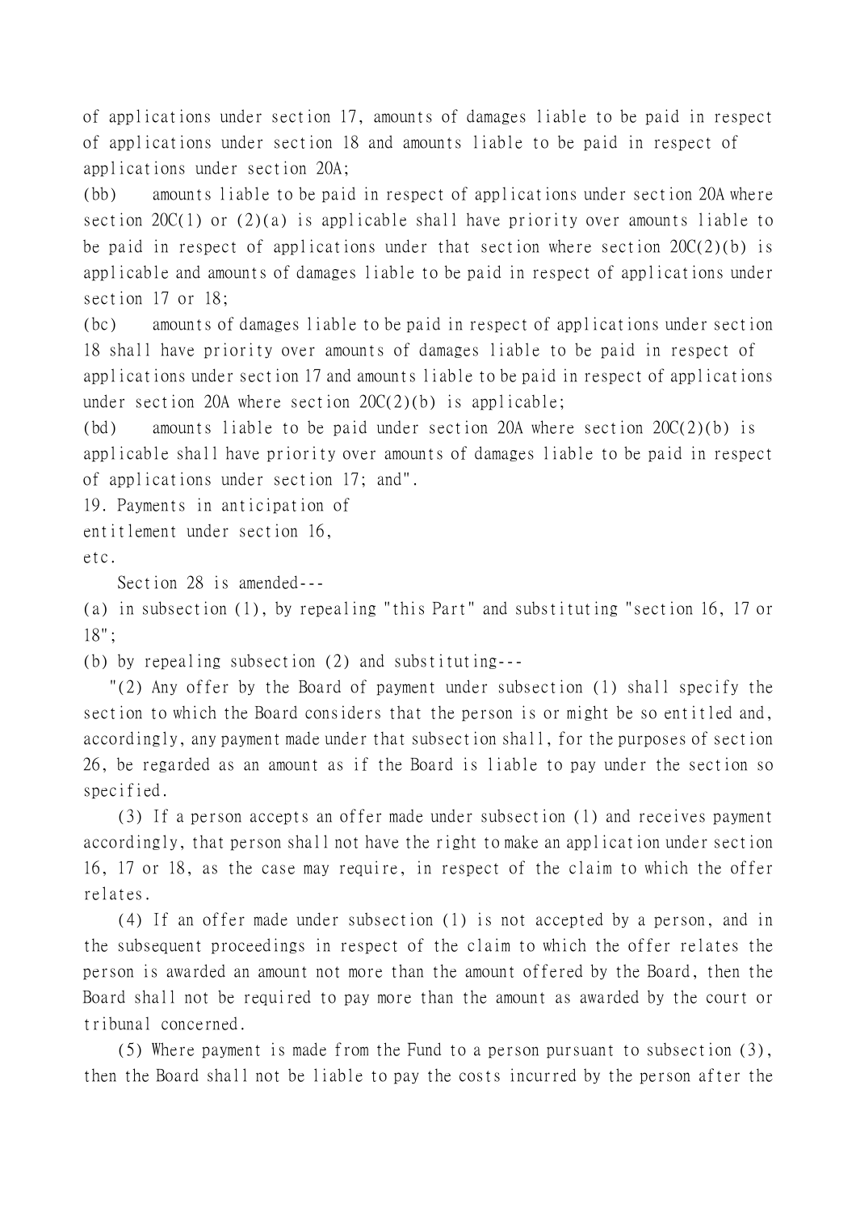of applications under section 17, amounts of damages liable to be paid in respect of applications under section 18 and amounts liable to be paid in respect of applications under section 20A;

(bb) amounts liable to be paid in respect of applications under section 20A where section 20C(1) or (2)(a) is applicable shall have priority over amounts liable to be paid in respect of applications under that section where section 20C(2)(b) is applicable and amounts of damages liable to be paid in respect of applications under section 17 or 18;

(bc) amounts of damages liable to be paid in respect of applications under section 18 shall have priority over amounts of damages liable to be paid in respect of applications under section 17 and amounts liable to be paid in respect of applications under section 20A where section 20C(2)(b) is applicable;

(bd) amounts liable to be paid under section 20A where section 20C(2)(b) is applicable shall have priority over amounts of damages liable to be paid in respect of applications under section 17; and".

19. Payments in anticipation of entitlement under section 16, etc.

Section 28 is amended---

(a) in subsection (1), by repealing "this Part" and substituting "section 16, 17 or 18";

(b) by repealing subsection (2) and substituting---

"(2) Any offer by the Board of payment under subsection (1) shall specify the section to which the Board considers that the person is or might be so entitled and, accordingly, any payment made under that subsection shall, for the purposes of section 26, be regarded as an amount as if the Board is liable to pay under the section so specified.

(3) If a person accepts an offer made under subsection (1) and receives payment accordingly, that person shall not have the right to make an application under section 16, 17 or 18, as the case may require, in respect of the claim to which the offer relates.

(4) If an offer made under subsection (1) is not accepted by a person, and in the subsequent proceedings in respect of the claim to which the offer relates the person is awarded an amount not more than the amount offered by the Board, then the Board shall not be required to pay more than the amount as awarded by the court or tribunal concerned.

(5) Where payment is made from the Fund to a person pursuant to subsection (3), then the Board shall not be liable to pay the costs incurred by the person after the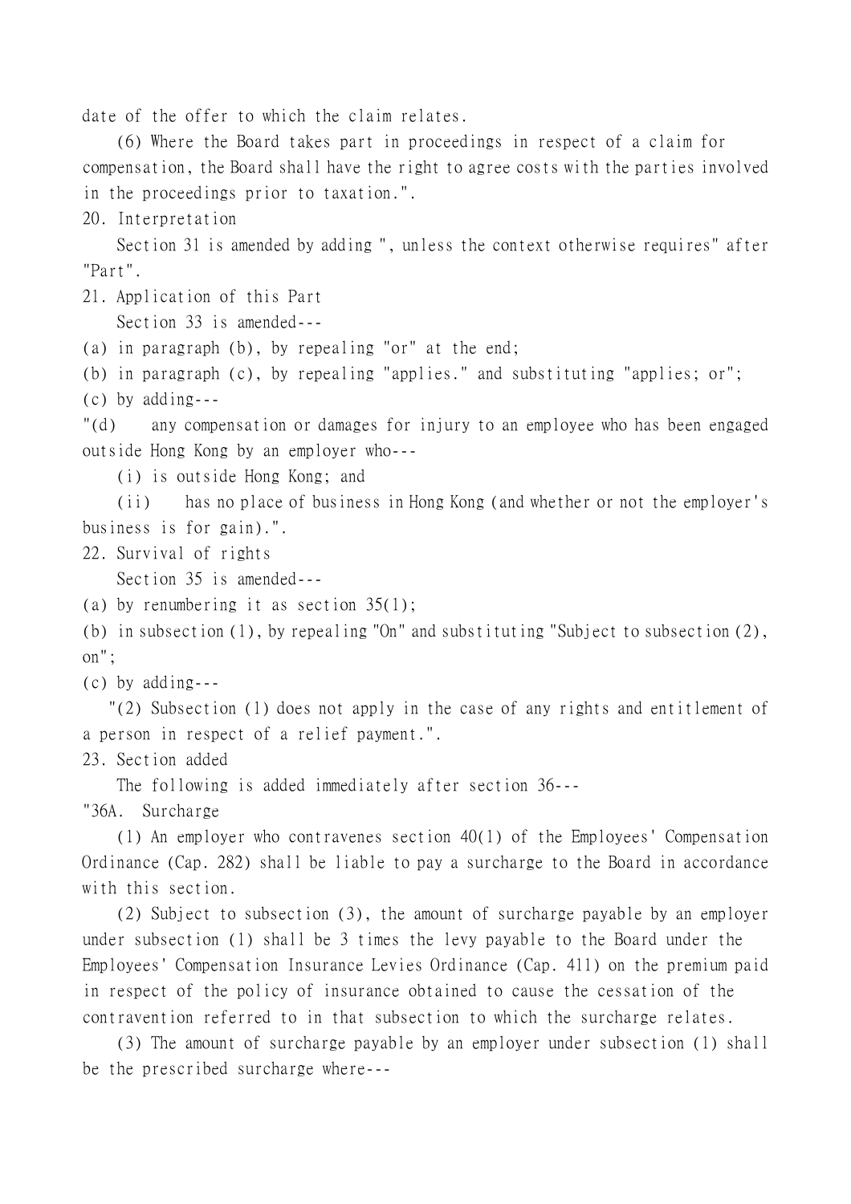date of the offer to which the claim relates.

(6) Where the Board takes part in proceedings in respect of a claim for compensation, the Board shall have the right to agree costs with the parties involved in the proceedings prior to taxation.".

20. Interpretation

Section 31 is amended by adding ", unless the context otherwise requires" after "Part".

21. Application of this Part

Section 33 is amended---

(a) in paragraph (b), by repealing "or" at the end;

(b) in paragraph (c), by repealing "applies." and substituting "applies; or";

(c) by adding---

"(d) any compensation or damages for injury to an employee who has been engaged outside Hong Kong by an employer who---

(i) is outside Hong Kong; and

(ii) has no place of business in Hong Kong (and whether or not the employer's business is for gain).".

22. Survival of rights

Section 35 is amended---

(a) by renumbering it as section 35(1);

(b) in subsection (1), by repealing "On" and substituting "Subject to subsection (2), on";

(c) by adding---

"(2) Subsection (1) does not apply in the case of any rights and entitlement of a person in respect of a relief payment.".

23. Section added

The following is added immediately after section 36---

"36A. Surcharge

(1) An employer who contravenes section 40(1) of the Employees' Compensation Ordinance (Cap. 282) shall be liable to pay a surcharge to the Board in accordance with this section.

(2) Subject to subsection (3), the amount of surcharge payable by an employer under subsection (1) shall be 3 times the levy payable to the Board under the Employees' Compensation Insurance Levies Ordinance (Cap. 411) on the premium paid in respect of the policy of insurance obtained to cause the cessation of the contravention referred to in that subsection to which the surcharge relates.

(3) The amount of surcharge payable by an employer under subsection (1) shall be the prescribed surcharge where---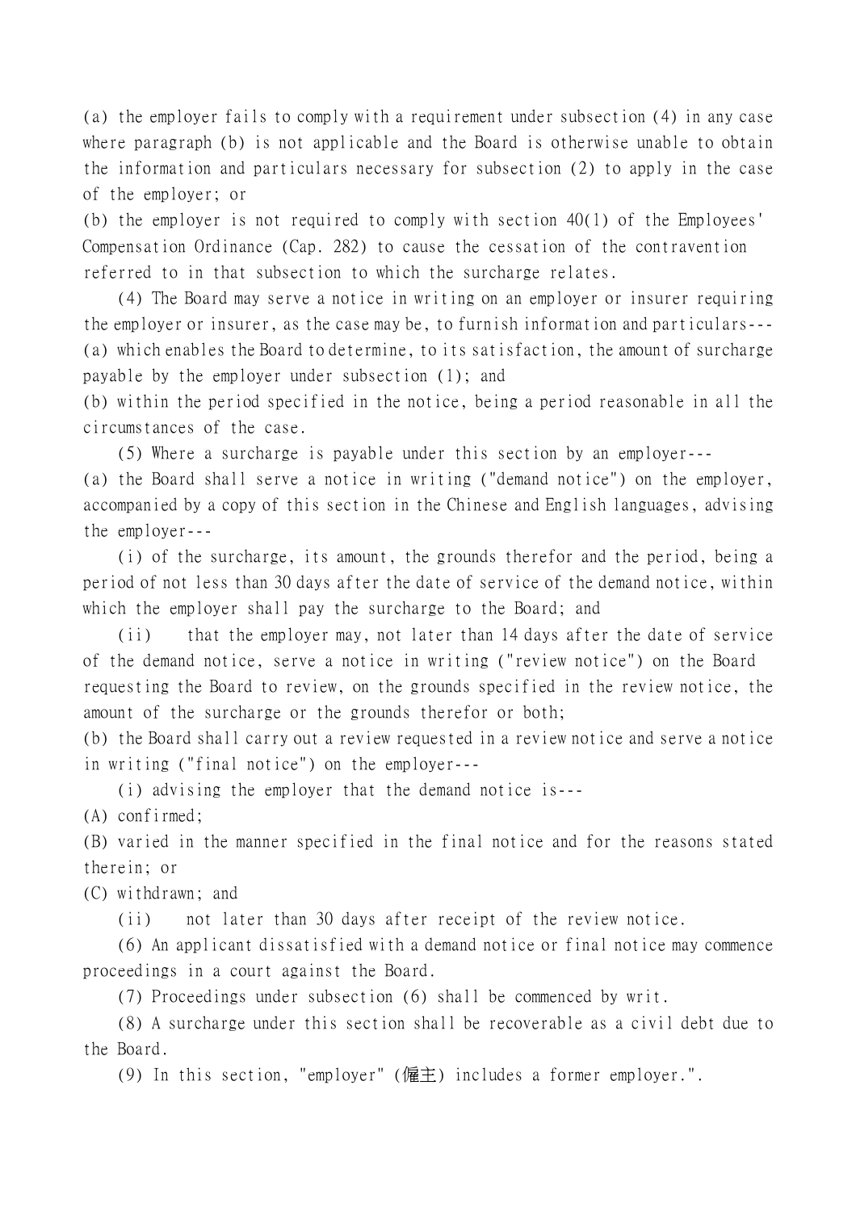(a) the employer fails to comply with a requirement under subsection (4) in any case where paragraph (b) is not applicable and the Board is otherwise unable to obtain the information and particulars necessary for subsection (2) to apply in the case of the employer; or

(b) the employer is not required to comply with section 40(1) of the Employees' Compensation Ordinance (Cap. 282) to cause the cessation of the contravention referred to in that subsection to which the surcharge relates.

(4) The Board may serve a notice in writing on an employer or insurer requiring the employer or insurer, as the case may be, to furnish information and particulars---

(a) which enables the Board to determine, to its satisfaction, the amount of surcharge payable by the employer under subsection (1); and

(b) within the period specified in the notice, being a period reasonable in all the circumstances of the case.

(5) Where a surcharge is payable under this section by an employer---

(a) the Board shall serve a notice in writing ("demand notice") on the employer, accompanied by a copy of this section in the Chinese and English languages, advising the employer---

(i) of the surcharge, its amount, the grounds therefor and the period, being a period of not less than 30 days after the date of service of the demand notice, within which the employer shall pay the surcharge to the Board; and

(ii) that the employer may, not later than 14 days after the date of service of the demand notice, serve a notice in writing ("review notice") on the Board requesting the Board to review, on the grounds specified in the review notice, the amount of the surcharge or the grounds therefor or both;

(b) the Board shall carry out a review requested in a review notice and serve a notice in writing ("final notice") on the employer---

(i) advising the employer that the demand notice is---

(A) confirmed;

(B) varied in the manner specified in the final notice and for the reasons stated therein; or

(C) withdrawn; and

(ii) not later than 30 days after receipt of the review notice.

(6) An applicant dissatisfied with a demand notice or final notice may commence proceedings in a court against the Board.

(7) Proceedings under subsection (6) shall be commenced by writ.

(8) A surcharge under this section shall be recoverable as a civil debt due to the Board.

(9) In this section, "employer" (僱主) includes a former employer.".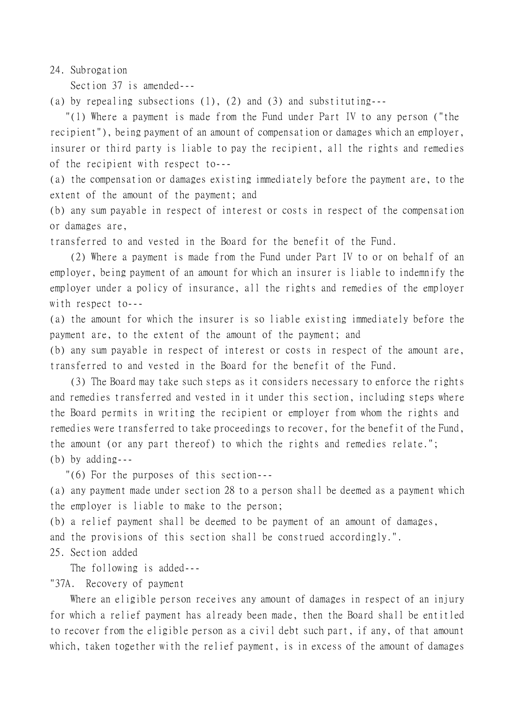24. Subrogation

Section 37 is amended---

(a) by repealing subsections (1), (2) and (3) and substituting---

"(1) Where a payment is made from the Fund under Part IV to any person ("the recipient"), being payment of an amount of compensation or damages which an employer, insurer or third party is liable to pay the recipient, all the rights and remedies of the recipient with respect to---

(a) the compensation or damages existing immediately before the payment are, to the extent of the amount of the payment; and

(b) any sum payable in respect of interest or costs in respect of the compensation or damages are,

transferred to and vested in the Board for the benefit of the Fund.

(2) Where a payment is made from the Fund under Part IV to or on behalf of an employer, being payment of an amount for which an insurer is liable to indemnify the employer under a policy of insurance, all the rights and remedies of the employer with respect to---

(a) the amount for which the insurer is so liable existing immediately before the payment are, to the extent of the amount of the payment; and

(b) any sum payable in respect of interest or costs in respect of the amount are,

transferred to and vested in the Board for the benefit of the Fund.

(3) The Board may take such steps as it considers necessary to enforce the rights and remedies transferred and vested in it under this section, including steps where the Board permits in writing the recipient or employer from whom the rights and remedies were transferred to take proceedings to recover, for the benefit of the Fund, the amount (or any part thereof) to which the rights and remedies relate.";

(b) by adding---

"(6) For the purposes of this section---

(a) any payment made under section 28 to a person shall be deemed as a payment which the employer is liable to make to the person;

(b) a relief payment shall be deemed to be payment of an amount of damages,

and the provisions of this section shall be construed accordingly.".

25. Section added

The following is added---

"37A. Recovery of payment

Where an eligible person receives any amount of damages in respect of an injury for which a relief payment has already been made, then the Board shall be entitled to recover from the eligible person as a civil debt such part, if any, of that amount which, taken together with the relief payment, is in excess of the amount of damages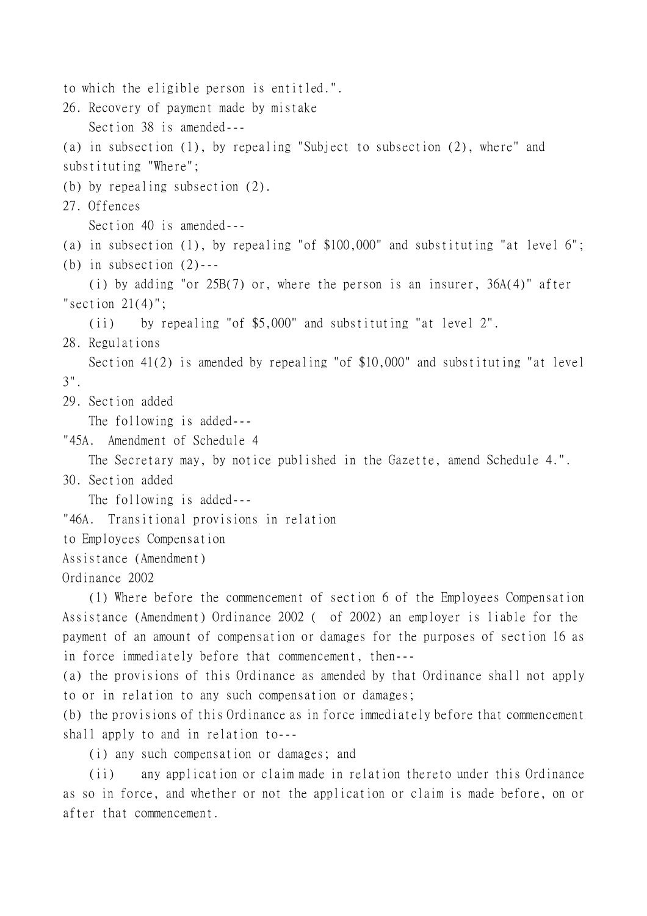to which the eligible person is entitled.".

26. Recovery of payment made by mistake

Section 38 is amended---

(a) in subsection (1), by repealing "Subject to subsection (2), where" and substituting "Where";

(b) by repealing subsection (2).

27. Offences

Section 40 is amended---

(a) in subsection (1), by repealing "of $100,000" and substituting "at level 6";

(b) in subsection (2)---

(i) by adding "or 25B(7) or, where the person is an insurer, 36A(4)" after "section 21(4)";

(ii) by repealing "of $5,000" and substituting "at level 2".

28. Regulations

Section 41(2) is amended by repealing "of $10,000" and substituting "at level 3".

29. Section added

The following is added---

"45A. Amendment of Schedule 4

The Secretary may, by notice published in the Gazette, amend Schedule 4.".

30. Section added

The following is added---

"46A. Transitional provisions in relation to Employees Compensation Assistance (Amendment) Ordinance 2002

(1) Where before the commencement of section 6 of the Employees Compensation Assistance (Amendment) Ordinance 2002 ( of 2002) an employer is liable for the payment of an amount of compensation or damages for the purposes of section 16 as in force immediately before that commencement, then---

(a) the provisions of this Ordinance as amended by that Ordinance shall not apply to or in relation to any such compensation or damages;

(b) the provisions of this Ordinance as in force immediately before that commencement shall apply to and in relation to---

(i) any such compensation or damages; and

(ii) any application or claim made in relation thereto under this Ordinance as so in force, and whether or not the application or claim is made before, on or after that commencement.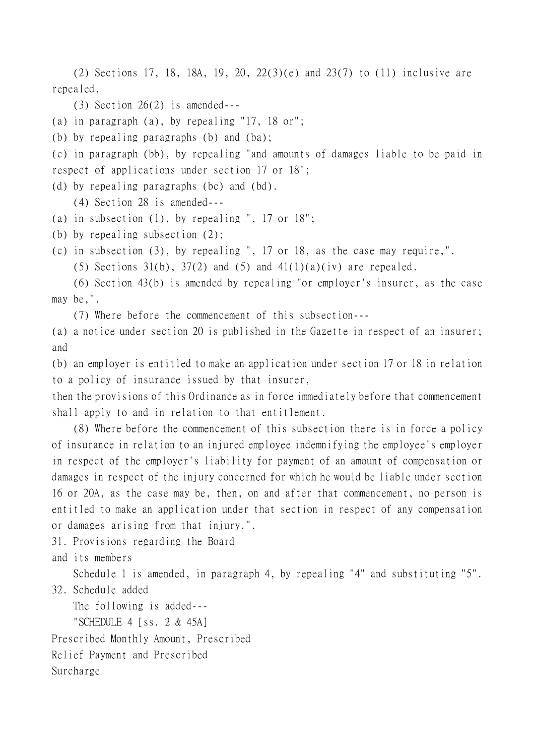(2) Sections 17, 18, 18A, 19, 20, 22(3)(e) and 23(7) to (11) inclusive are repealed.

(3) Section 26(2) is amended---

(a) in paragraph (a), by repealing "17, 18 or";

(b) by repealing paragraphs (b) and (ba);

(c) in paragraph (bb), by repealing "and amounts of damages liable to be paid in respect of applications under section 17 or 18";

(d) by repealing paragraphs (bc) and (bd).

(4) Section 28 is amended---

(a) in subsection (1), by repealing ", 17 or 18";

(b) by repealing subsection (2);

(c) in subsection (3), by repealing ", 17 or 18, as the case may require,".

(5) Sections 31(b), 37(2) and (5) and 41(1)(a)(iv) are repealed.

(6) Section 43(b) is amended by repealing "or employer's insurer, as the case may be,".

(7) Where before the commencement of this subsection---

(a) a notice under section 20 is published in the Gazette in respect of an insurer; and

(b) an employer is entitled to make an application under section 17 or 18 in relation to a policy of insurance issued by that insurer,

then the provisions of this Ordinance as in force immediately before that commencement shall apply to and in relation to that entitlement.

(8) Where before the commencement of this subsection there is in force a policy of insurance in relation to an injured employee indemnifying the employee's employer in respect of the employer's liability for payment of an amount of compensation or damages in respect of the injury concerned for which he would be liable under section 16 or 20A, as the case may be, then, on and after that commencement, no person is entitled to make an application under that section in respect of any compensation or damages arising from that injury.".

31. Provisions regarding the Board and its members

Schedule 1 is amended, in paragraph 4, by repealing "4" and substituting "5".

32. Schedule added

The following is added---

"SCHEDULE 4 [ss. 2 & 45A]

Prescribed Monthly Amount, Prescribed Relief Payment and Prescribed Surcharge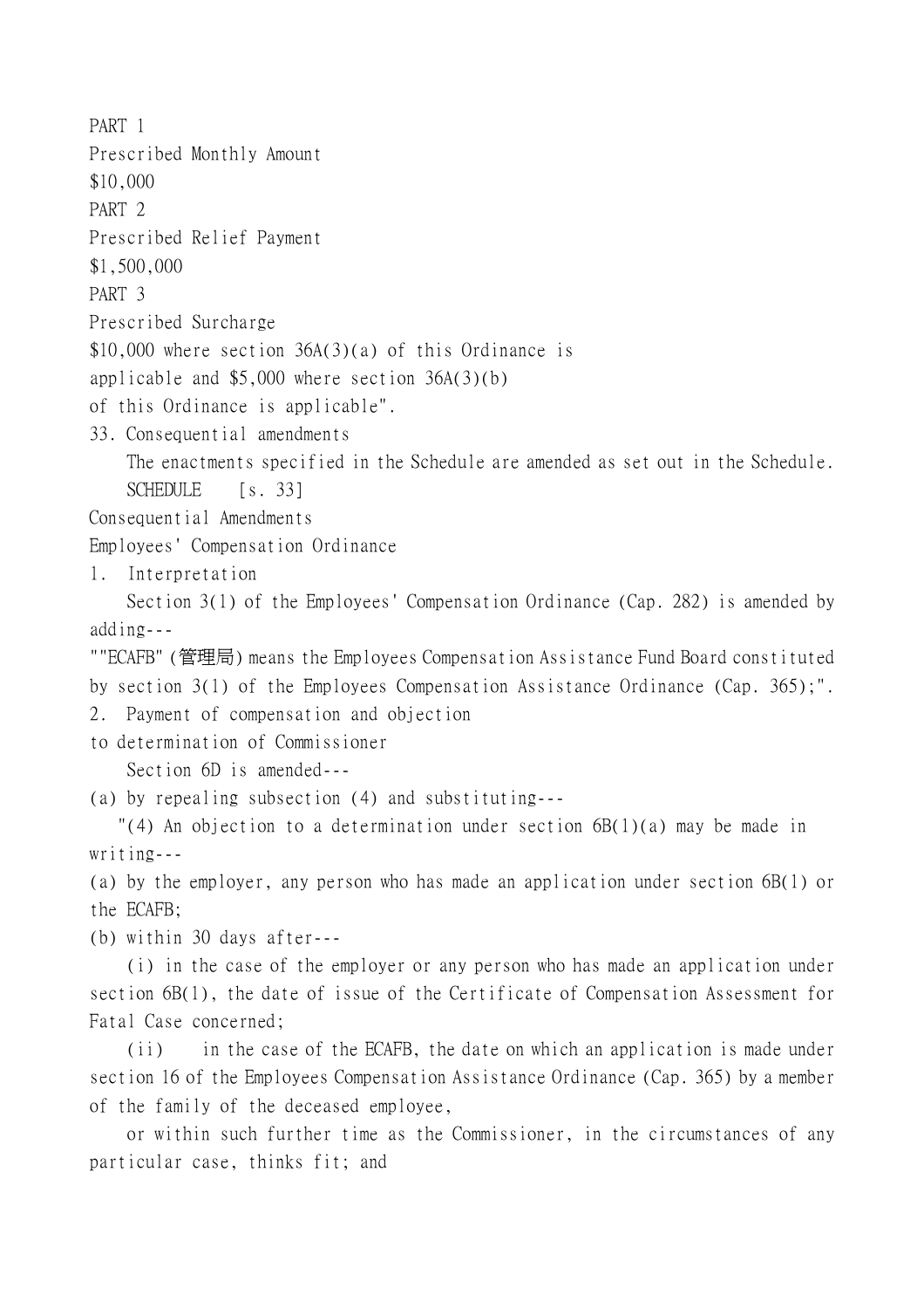PART 1

Prescribed Monthly Amount

$10,000

PART 2

Prescribed Relief Payment

$1,500,000

PART 3

Prescribed Surcharge

$10,000 where section 36A(3)(a) of this Ordinance is applicable and $5,000 where section 36A(3)(b) of this Ordinance is applicable".

33. Consequential amendments

The enactments specified in the Schedule are amended as set out in the Schedule.

SCHEDULE [s. 33]

Consequential Amendments

Employees' Compensation Ordinance

1. Interpretation

Section 3(1) of the Employees' Compensation Ordinance (Cap. 282) is amended by adding---

""ECAFB" (管理局) means the Employees Compensation Assistance Fund Board constituted by section 3(1) of the Employees Compensation Assistance Ordinance (Cap. 365);".

2. Payment of compensation and objection to determination of Commissioner

Section 6D is amended---

(a) by repealing subsection (4) and substituting---

"(4) An objection to a determination under section 6B(1)(a) may be made in writing---

(a) by the employer, any person who has made an application under section 6B(1) or the ECAFB;

(b) within 30 days after---

(i) in the case of the employer or any person who has made an application under section 6B(1), the date of issue of the Certificate of Compensation Assessment for Fatal Case concerned;

(ii) in the case of the ECAFB, the date on which an application is made under section 16 of the Employees Compensation Assistance Ordinance (Cap. 365) by a member of the family of the deceased employee,

or within such further time as the Commissioner, in the circumstances of any particular case, thinks fit; and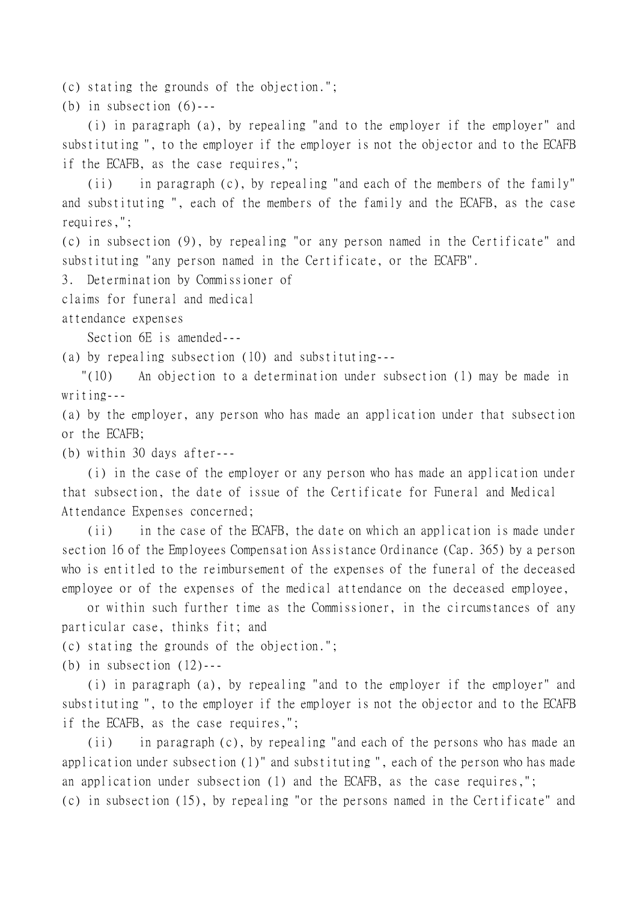(c) stating the grounds of the objection.";

(b) in subsection (6)---

(i) in paragraph (a), by repealing "and to the employer if the employer" and substituting ", to the employer if the employer is not the objector and to the ECAFB if the ECAFB, as the case requires,";

(ii) in paragraph (c), by repealing "and each of the members of the family" and substituting ", each of the members of the family and the ECAFB, as the case requires,";

(c) in subsection (9), by repealing "or any person named in the Certificate" and substituting "any person named in the Certificate, or the ECAFB".

3. Determination by Commissioner of claims for funeral and medical attendance expenses

Section 6E is amended---

(a) by repealing subsection (10) and substituting---

"(10) An objection to a determination under subsection (1) may be made in writing---

(a) by the employer, any person who has made an application under that subsection or the ECAFB;

(b) within 30 days after---

(i) in the case of the employer or any person who has made an application under that subsection, the date of issue of the Certificate for Funeral and Medical Attendance Expenses concerned;

(ii) in the case of the ECAFB, the date on which an application is made under section 16 of the Employees Compensation Assistance Ordinance (Cap. 365) by a person who is entitled to the reimbursement of the expenses of the funeral of the deceased employee or of the expenses of the medical attendance on the deceased employee,

or within such further time as the Commissioner, in the circumstances of any particular case, thinks fit; and

(c) stating the grounds of the objection.";

(b) in subsection (12)---

(i) in paragraph (a), by repealing "and to the employer if the employer" and substituting ", to the employer if the employer is not the objector and to the ECAFB if the ECAFB, as the case requires,";

(ii) in paragraph (c), by repealing "and each of the persons who has made an application under subsection (1)" and substituting ", each of the person who has made an application under subsection (1) and the ECAFB, as the case requires,";

(c) in subsection (15), by repealing "or the persons named in the Certificate" and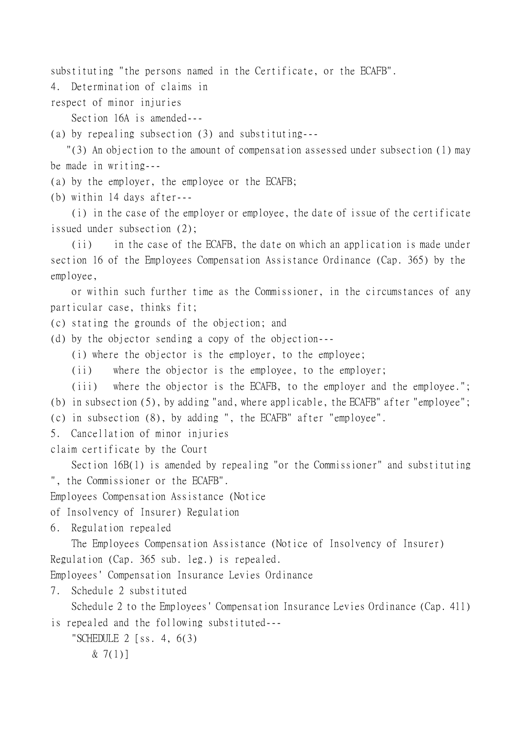substituting "the persons named in the Certificate, or the ECAFB".

4. Determination of claims in respect of minor injuries

Section 16A is amended---

(a) by repealing subsection (3) and substituting---

"(3) An objection to the amount of compensation assessed under subsection (1) may be made in writing---

(a) by the employer, the employee or the ECAFB;

(b) within 14 days after---

(i) in the case of the employer or employee, the date of issue of the certificate issued under subsection (2);

(ii) in the case of the ECAFB, the date on which an application is made under section 16 of the Employees Compensation Assistance Ordinance (Cap. 365) by the employee,

or within such further time as the Commissioner, in the circumstances of any particular case, thinks fit;

(c) stating the grounds of the objection; and

(d) by the objector sending a copy of the objection---

(i) where the objector is the employer, to the employee;

(ii) where the objector is the employee, to the employer;

(iii) where the objector is the ECAFB, to the employer and the employee.";

(b) in subsection (5), by adding "and, where applicable, the ECAFB" after "employee";

(c) in subsection (8), by adding ", the ECAFB" after "employee".

5. Cancellation of minor injuries claim certificate by the Court

Section 16B(1) is amended by repealing "or the Commissioner" and substituting ", the Commissioner or the ECAFB".

Employees Compensation Assistance (Notice of Insolvency of Insurer) Regulation

6. Regulation repealed

The Employees Compensation Assistance (Notice of Insolvency of Insurer) Regulation (Cap. 365 sub. leg.) is repealed.

Employees' Compensation Insurance Levies Ordinance

7. Schedule 2 substituted

Schedule 2 to the Employees' Compensation Insurance Levies Ordinance (Cap. 411) is repealed and the following substituted---

"SCHEDULE 2 [ss. 4, 6(3) & 7(1)]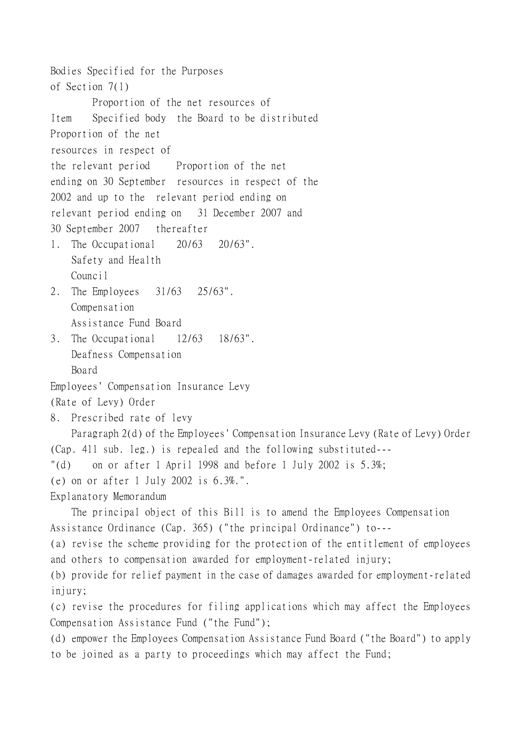Bodies Specified for the Purposes of Section 7(1)

| Item | Specified body | Proportion of the net resources of the Board to be distributed | |
|---|---|---|---|
| | | Proportion of the net resources in respect of the relevant period ending on 30 September 2002 and up to the relevant period ending on 30 September 2007 | Proportion of the net resources in respect of the relevant period ending on 31 December 2007 and thereafter |
| 1. | The Occupational Safety and Health Council | 20/63 | 20/63". |
| 2. | The Employees Compensation Assistance Fund Board | 31/63 | 25/63". |
| 3. | The Occupational Deafness Compensation Board | 12/63 | 18/63". |

Employees' Compensation Insurance Levy (Rate of Levy) Order

8. Prescribed rate of levy

Paragraph 2(d) of the Employees' Compensation Insurance Levy (Rate of Levy) Order (Cap. 411 sub. leg.) is repealed and the following substituted---

"(d) on or after 1 April 1998 and before 1 July 2002 is 5.3%;

(e) on or after 1 July 2002 is 6.3%.".

Explanatory Memorandum

The principal object of this Bill is to amend the Employees Compensation Assistance Ordinance (Cap. 365) ("the principal Ordinance") to---

(a) revise the scheme providing for the protection of the entitlement of employees and others to compensation awarded for employment-related injury;

(b) provide for relief payment in the case of damages awarded for employment-related injury;

(c) revise the procedures for filing applications which may affect the Employees Compensation Assistance Fund ("the Fund");

(d) empower the Employees Compensation Assistance Fund Board ("the Board") to apply to be joined as a party to proceedings which may affect the Fund;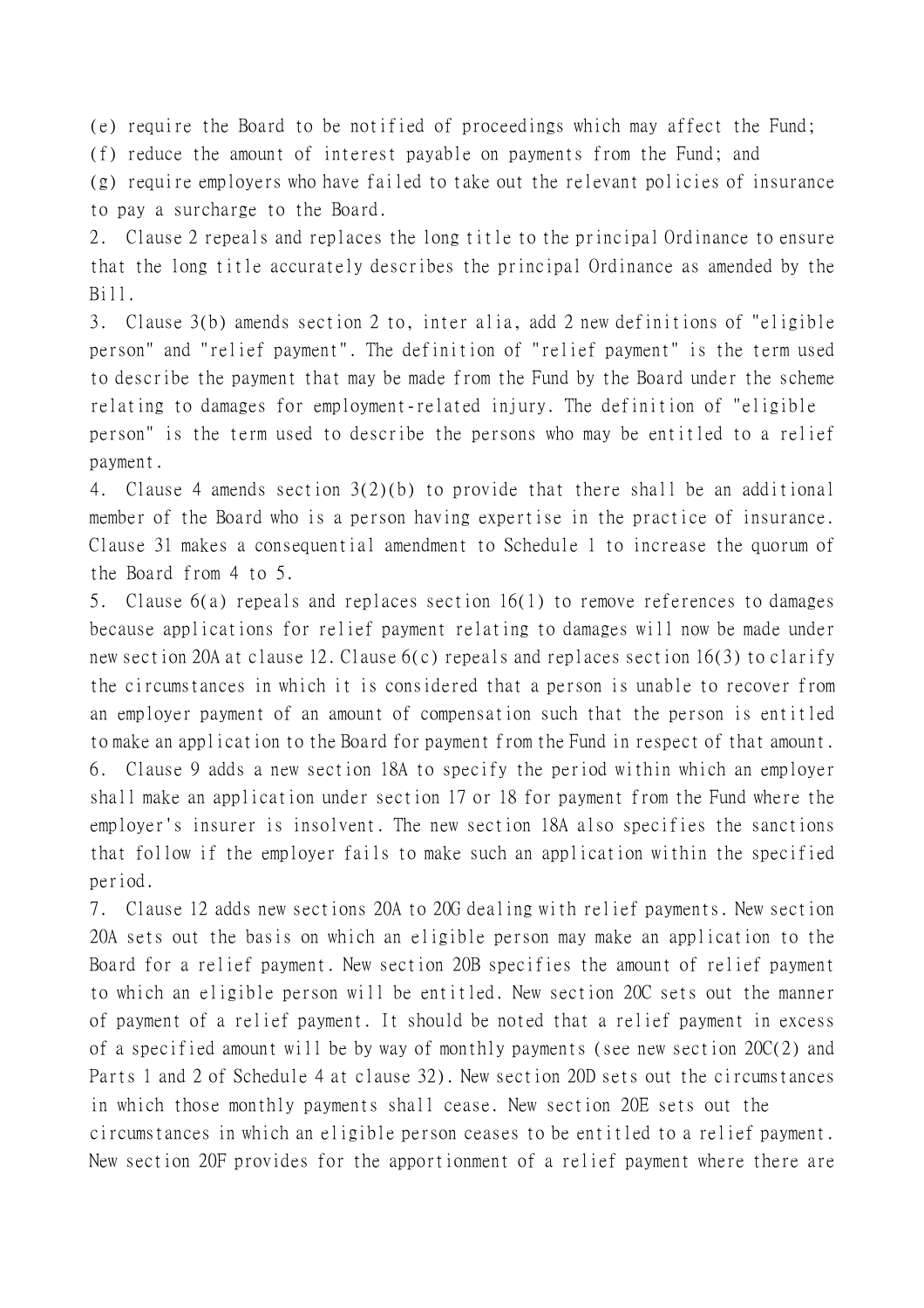(e) require the Board to be notified of proceedings which may affect the Fund;

(f) reduce the amount of interest payable on payments from the Fund; and

(g) require employers who have failed to take out the relevant policies of insurance to pay a surcharge to the Board.

2. Clause 2 repeals and replaces the long title to the principal Ordinance to ensure that the long title accurately describes the principal Ordinance as amended by the Bill.

3. Clause 3(b) amends section 2 to, inter alia, add 2 new definitions of "eligible person" and "relief payment". The definition of "relief payment" is the term used to describe the payment that may be made from the Fund by the Board under the scheme relating to damages for employment-related injury. The definition of "eligible person" is the term used to describe the persons who may be entitled to a relief payment.

4. Clause 4 amends section 3(2)(b) to provide that there shall be an additional member of the Board who is a person having expertise in the practice of insurance. Clause 31 makes a consequential amendment to Schedule 1 to increase the quorum of the Board from 4 to 5.

5. Clause 6(a) repeals and replaces section 16(1) to remove references to damages because applications for relief payment relating to damages will now be made under new section 20A at clause 12. Clause 6(c) repeals and replaces section 16(3) to clarify the circumstances in which it is considered that a person is unable to recover from an employer payment of an amount of compensation such that the person is entitled to make an application to the Board for payment from the Fund in respect of that amount.

6. Clause 9 adds a new section 18A to specify the period within which an employer shall make an application under section 17 or 18 for payment from the Fund where the employer's insurer is insolvent. The new section 18A also specifies the sanctions that follow if the employer fails to make such an application within the specified period.

7. Clause 12 adds new sections 20A to 20G dealing with relief payments. New section 20A sets out the basis on which an eligible person may make an application to the Board for a relief payment. New section 20B specifies the amount of relief payment to which an eligible person will be entitled. New section 20C sets out the manner of payment of a relief payment. It should be noted that a relief payment in excess of a specified amount will be by way of monthly payments (see new section 20C(2) and Parts 1 and 2 of Schedule 4 at clause 32). New section 20D sets out the circumstances in which those monthly payments shall cease. New section 20E sets out the circumstances in which an eligible person ceases to be entitled to a relief payment. New section 20F provides for the apportionment of a relief payment where there are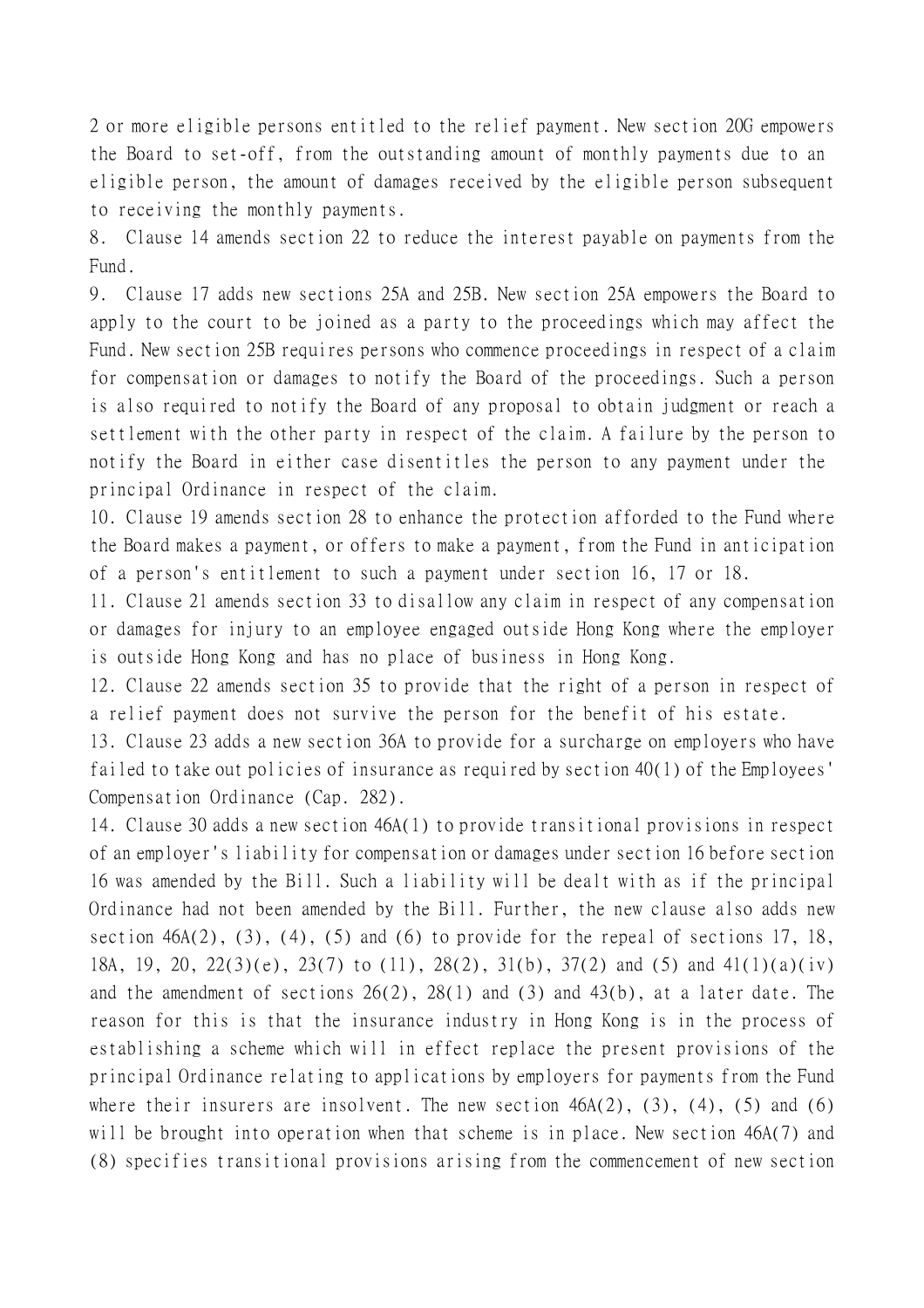2 or more eligible persons entitled to the relief payment. New section 20G empowers the Board to set-off, from the outstanding amount of monthly payments due to an eligible person, the amount of damages received by the eligible person subsequent to receiving the monthly payments.

8. Clause 14 amends section 22 to reduce the interest payable on payments from the Fund.

9. Clause 17 adds new sections 25A and 25B. New section 25A empowers the Board to apply to the court to be joined as a party to the proceedings which may affect the Fund. New section 25B requires persons who commence proceedings in respect of a claim for compensation or damages to notify the Board of the proceedings. Such a person is also required to notify the Board of any proposal to obtain judgment or reach a settlement with the other party in respect of the claim. A failure by the person to notify the Board in either case disentitles the person to any payment under the principal Ordinance in respect of the claim.

10. Clause 19 amends section 28 to enhance the protection afforded to the Fund where the Board makes a payment, or offers to make a payment, from the Fund in anticipation of a person's entitlement to such a payment under section 16, 17 or 18.

11. Clause 21 amends section 33 to disallow any claim in respect of any compensation or damages for injury to an employee engaged outside Hong Kong where the employer is outside Hong Kong and has no place of business in Hong Kong.

12. Clause 22 amends section 35 to provide that the right of a person in respect of a relief payment does not survive the person for the benefit of his estate.

13. Clause 23 adds a new section 36A to provide for a surcharge on employers who have failed to take out policies of insurance as required by section 40(1) of the Employees' Compensation Ordinance (Cap. 282).

14. Clause 30 adds a new section 46A(1) to provide transitional provisions in respect of an employer's liability for compensation or damages under section 16 before section 16 was amended by the Bill. Such a liability will be dealt with as if the principal Ordinance had not been amended by the Bill. Further, the new clause also adds new section 46A(2), (3), (4), (5) and (6) to provide for the repeal of sections 17, 18, 18A, 19, 20, 22(3)(e), 23(7) to (11), 28(2), 31(b), 37(2) and (5) and 41(1)(a)(iv) and the amendment of sections 26(2), 28(1) and (3) and 43(b), at a later date. The reason for this is that the insurance industry in Hong Kong is in the process of establishing a scheme which will in effect replace the present provisions of the principal Ordinance relating to applications by employers for payments from the Fund where their insurers are insolvent. The new section 46A(2), (3), (4), (5) and (6) will be brought into operation when that scheme is in place. New section 46A(7) and (8) specifies transitional provisions arising from the commencement of new section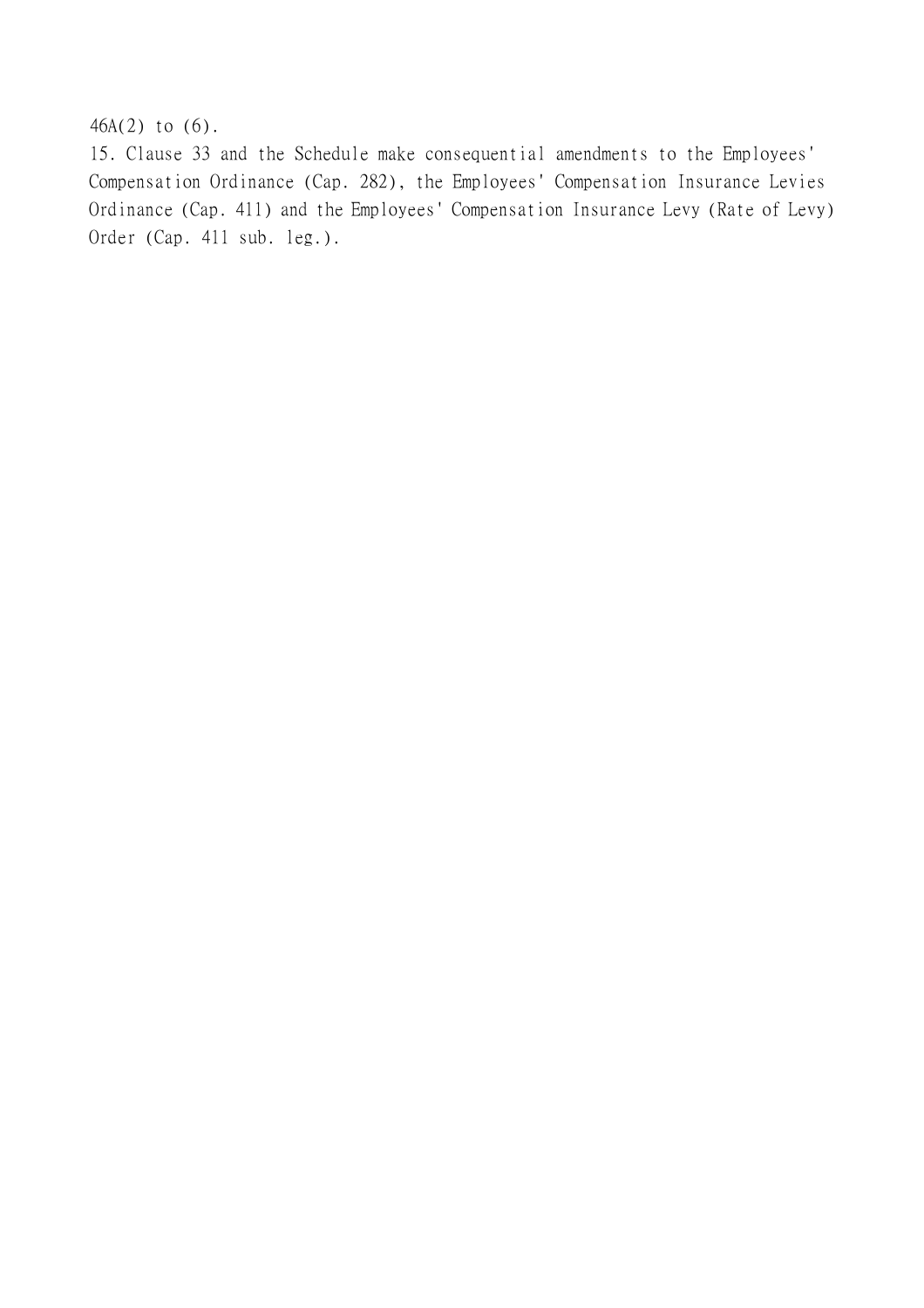46A(2) to (6).

15. Clause 33 and the Schedule make consequential amendments to the Employees' Compensation Ordinance (Cap. 282), the Employees' Compensation Insurance Levies Ordinance (Cap. 411) and the Employees' Compensation Insurance Levy (Rate of Levy) Order (Cap. 411 sub. leg.).